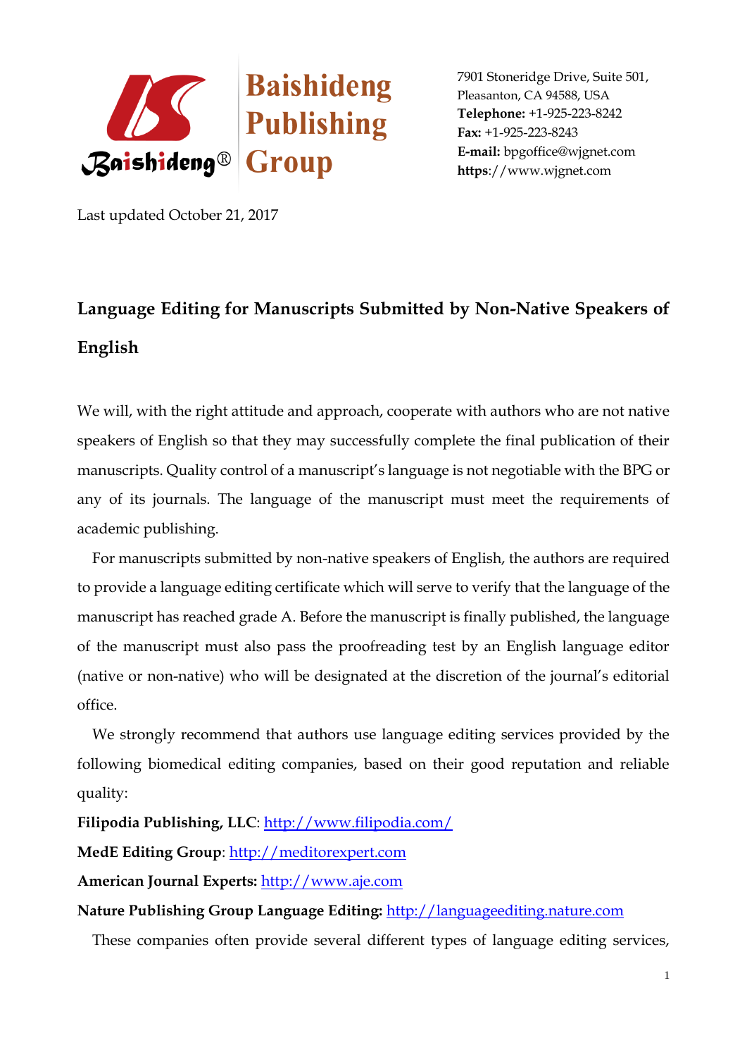**Baishideng Publishing Group**

7901 Stoneridge Drive, Suite 501,
Pleasanton, CA 94588, USA
**Telephone:** +1-925-223-8242
**Fax:** +1-925-223-8243
**E-mail:** bpgoffice@wjgnet.com
**https**://www.wjgnet.com

Last updated October 21, 2017

## Language Editing for Manuscripts Submitted by Non-Native Speakers of English

We will, with the right attitude and approach, cooperate with authors who are not native speakers of English so that they may successfully complete the final publication of their manuscripts. Quality control of a manuscript's language is not negotiable with the BPG or any of its journals. The language of the manuscript must meet the requirements of academic publishing.

For manuscripts submitted by non-native speakers of English, the authors are required to provide a language editing certificate which will serve to verify that the language of the manuscript has reached grade A. Before the manuscript is finally published, the language of the manuscript must also pass the proofreading test by an English language editor (native or non-native) who will be designated at the discretion of the journal's editorial office.

We strongly recommend that authors use language editing services provided by the following biomedical editing companies, based on their good reputation and reliable quality:

**Filipodia Publishing, LLC**: http://www.filipodia.com/

**MedE Editing Group**: http://meditorexpert.com

**American Journal Experts:** http://www.aje.com

**Nature Publishing Group Language Editing:** http://languageediting.nature.com

These companies often provide several different types of language editing services,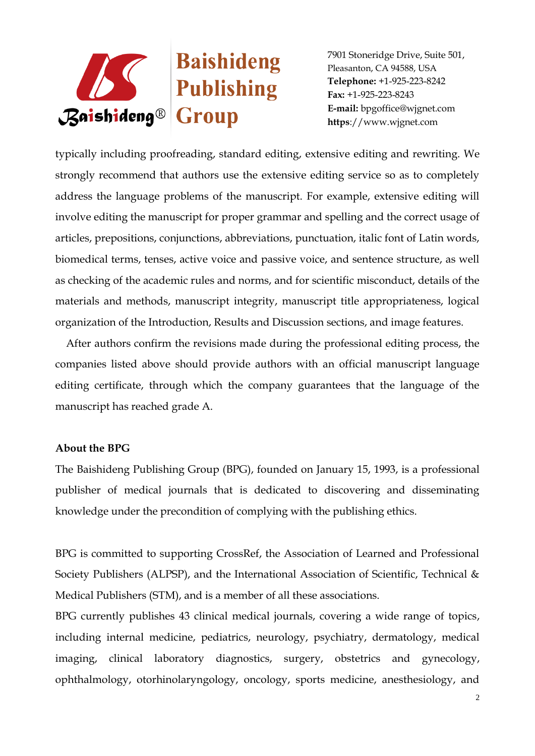typically including proofreading, standard editing, extensive editing and rewriting. We strongly recommend that authors use the extensive editing service so as to completely address the language problems of the manuscript. For example, extensive editing will involve editing the manuscript for proper grammar and spelling and the correct usage of articles, prepositions, conjunctions, abbreviations, punctuation, italic font of Latin words, biomedical terms, tenses, active voice and passive voice, and sentence structure, as well as checking of the academic rules and norms, and for scientific misconduct, details of the materials and methods, manuscript integrity, manuscript title appropriateness, logical organization of the Introduction, Results and Discussion sections, and image features.

After authors confirm the revisions made during the professional editing process, the companies listed above should provide authors with an official manuscript language editing certificate, through which the company guarantees that the language of the manuscript has reached grade A.

**About the BPG**

The Baishideng Publishing Group (BPG), founded on January 15, 1993, is a professional publisher of medical journals that is dedicated to discovering and disseminating knowledge under the precondition of complying with the publishing ethics.

BPG is committed to supporting CrossRef, the Association of Learned and Professional Society Publishers (ALPSP), and the International Association of Scientific, Technical & Medical Publishers (STM), and is a member of all these associations.

BPG currently publishes 43 clinical medical journals, covering a wide range of topics, including internal medicine, pediatrics, neurology, psychiatry, dermatology, medical imaging, clinical laboratory diagnostics, surgery, obstetrics and gynecology, ophthalmology, otorhinolaryngology, oncology, sports medicine, anesthesiology, and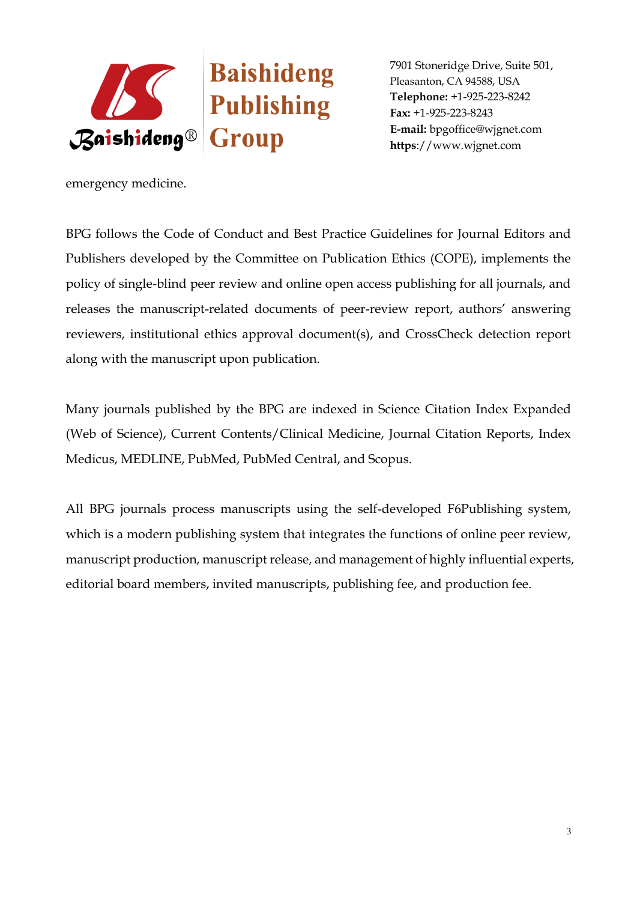emergency medicine.

BPG follows the Code of Conduct and Best Practice Guidelines for Journal Editors and Publishers developed by the Committee on Publication Ethics (COPE), implements the policy of single-blind peer review and online open access publishing for all journals, and releases the manuscript-related documents of peer-review report, authors' answering reviewers, institutional ethics approval document(s), and CrossCheck detection report along with the manuscript upon publication.

Many journals published by the BPG are indexed in Science Citation Index Expanded (Web of Science), Current Contents/Clinical Medicine, Journal Citation Reports, Index Medicus, MEDLINE, PubMed, PubMed Central, and Scopus.

All BPG journals process manuscripts using the self-developed F6Publishing system, which is a modern publishing system that integrates the functions of online peer review, manuscript production, manuscript release, and management of highly influential experts, editorial board members, invited manuscripts, publishing fee, and production fee.